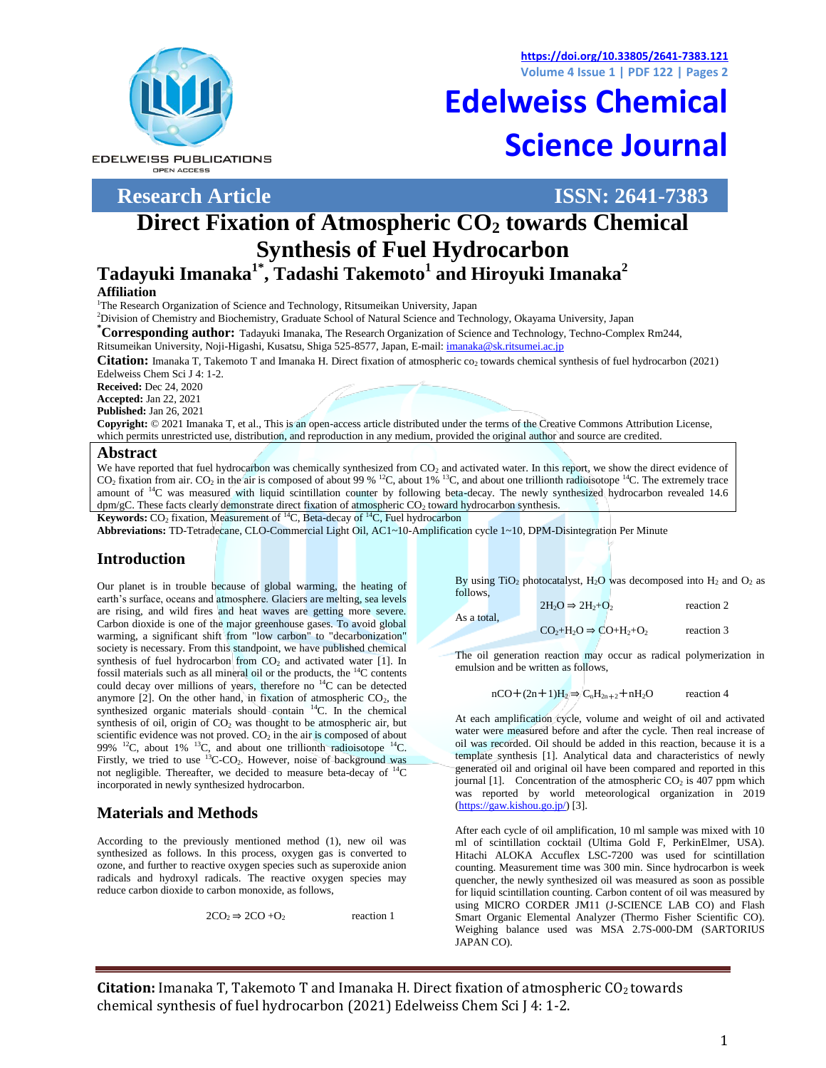Research Article

ISSN: 2641-7383

# Direct Fixation of Atmospheric $CO_2$ towards Chemical Synthesis of Fuel Hydrocarbon

## Tadayuki Imanaka[1*], Tadashi Takemoto[1] and Hiroyuki Imanaka[2]

**Affiliation**

[1]The Research Organization of Science and Technology, Ritsumeikan University, Japan

[2]Division of Chemistry and Biochemistry, Graduate School of Natural Science and Technology, Okayama University, Japan

[*]**Corresponding author:** Tadayuki Imanaka, The Research Organization of Science and Technology, Techno-Complex Rm244, Ritsumeikan University, Noji-Higashi, Kusatsu, Shiga 525-8577, Japan, E-mail: imanaka@sk.ritsumei.ac.jp

**Citation:** Imanaka T, Takemoto T and Imanaka H. Direct fixation of atmospheric co₂ towards chemical synthesis of fuel hydrocarbon (2021) Edelweiss Chem Sci J 4: 1-2.

**Received:** Dec 24, 2020

**Accepted:** Jan 22, 2021

**Published:** Jan 26, 2021

**Copyright:** © 2021 Imanaka T, et al., This is an open-access article distributed under the terms of the Creative Commons Attribution License, which permits unrestricted use, distribution, and reproduction in any medium, provided the original author and source are credited.

## Abstract

We have reported that fuel hydrocarbon was chemically synthesized from $CO_2$ and activated water. In this report, we show the direct evidence of $CO_2$ fixation from air. $CO_2$ in the air is composed of about 99 % $^{12}C$, about 1% $^{13}C$, and about one trillionth radioisotope $^{14}C$. The extremely trace amount of $^{14}C$ was measured with liquid scintillation counter by following beta-decay. The newly synthesized hydrocarbon revealed 14.6 dpm/gC. These facts clearly demonstrate direct fixation of atmospheric $CO_2$ toward hydrocarbon synthesis.

**Keywords:** $CO_2$ fixation, Measurement of $^{14}C$, Beta-decay of $^{14}C$, Fuel hydrocarbon

**Abbreviations:** TD-Tetradecane, CLO-Commercial Light Oil, AC1~10-Amplification cycle 1~10, DPM-Disintegration Per Minute

## Introduction

Our planet is in trouble because of global warming, the heating of earth's surface, oceans and atmosphere. Glaciers are melting, sea levels are rising, and wild fires and heat waves are getting more severe. Carbon dioxide is one of the major greenhouse gases. To avoid global warming, a significant shift from "low carbon" to "decarbonization" society is necessary. From this standpoint, we have published chemical synthesis of fuel hydrocarbon from $CO_2$ and activated water [1]. In fossil materials such as all mineral oil or the products, the $^{14}C$ contents could decay over millions of years, therefore no $^{14}C$ can be detected anymore [2]. On the other hand, in fixation of atmospheric $CO_2$, the synthesized organic materials should contain $^{14}C$. In the chemical synthesis of oil, origin of $CO_2$ was thought to be atmospheric air, but scientific evidence was not proved. $CO_2$ in the air is composed of about 99% $^{12}C$, about 1% $^{13}C$, and about one trillionth radioisotope $^{14}C$. Firstly, we tried to use $^{13}C$-$CO_2$. However, noise of background was not negligible. Thereafter, we decided to measure beta-decay of $^{14}C$ incorporated in newly synthesized hydrocarbon.

## Materials and Methods

According to the previously mentioned method (1), new oil was synthesized as follows. In this process, oxygen gas is converted to ozone, and further to reactive oxygen species such as superoxide anion radicals and hydroxyl radicals. The reactive oxygen species may reduce carbon dioxide to carbon monoxide, as follows,

$$2CO_2 \Rightarrow 2CO + O_2 \qquad \text{reaction 1}$$

By using $TiO_2$ photocatalyst, $H_2O$ was decomposed into $H_2$ and $O_2$ as follows,

$$2H_2O \Rightarrow 2H_2 + O_2 \qquad \text{reaction 2}$$

As a total,

$$CO_2 + H_2O \Rightarrow CO + H_2 + O_2 \qquad \text{reaction 3}$$

The oil generation reaction may occur as radical polymerization in emulsion and be written as follows,

$$nCO + (2n+1)H_2 \Rightarrow C_nH_{2n+2} + nH_2O \qquad \text{reaction 4}$$

At each amplification cycle, volume and weight of oil and activated water were measured before and after the cycle. Then real increase of oil was recorded. Oil should be added in this reaction, because it is a template synthesis [1]. Analytical data and characteristics of newly generated oil and original oil have been compared and reported in this journal [1]. Concentration of the atmospheric $CO_2$ is 407 ppm which was reported by world meteorological organization in 2019 (https://gaw.kishou.go.jp/) [3].

After each cycle of oil amplification, 10 ml sample was mixed with 10 ml of scintillation cocktail (Ultima Gold F, PerkinElmer, USA). Hitachi ALOKA Accuflex LSC-7200 was used for scintillation counting. Measurement time was 300 min. Since hydrocarbon is week quencher, the newly synthesized oil was measured as soon as possible for liquid scintillation counting. Carbon content of oil was measured by using MICRO CORDER JM11 (J-SCIENCE LAB CO) and Flash Smart Organic Elemental Analyzer (Thermo Fisher Scientific CO). Weighing balance used was MSA 2.7S-000-DM (SARTORIUS JAPAN CO).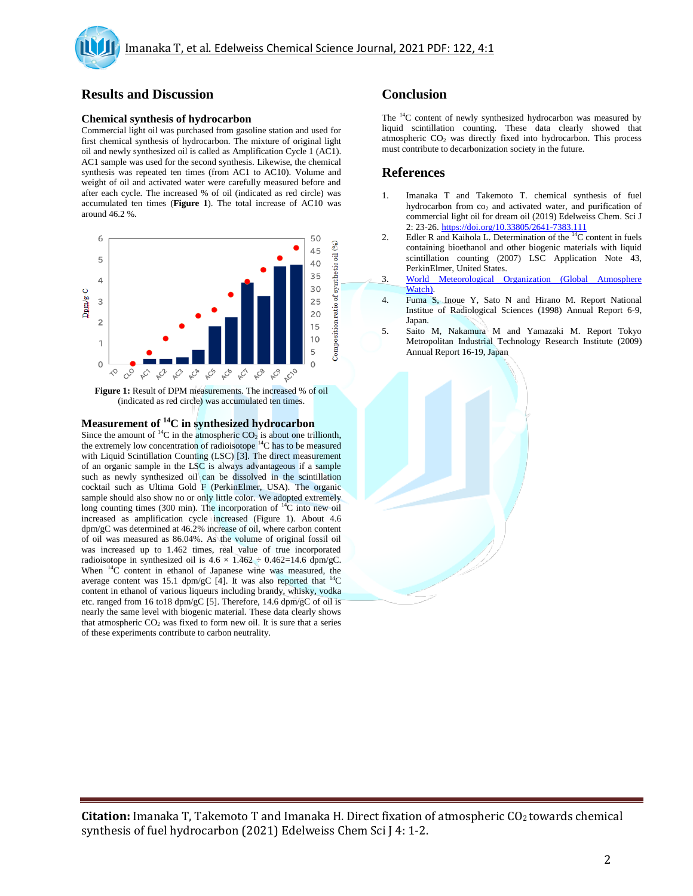## Results and Discussion

### Chemical synthesis of hydrocarbon

Commercial light oil was purchased from gasoline station and used for first chemical synthesis of hydrocarbon. The mixture of original light oil and newly synthesized oil is called as Amplification Cycle 1 (AC1). AC1 sample was used for the second synthesis. Likewise, the chemical synthesis was repeated ten times (from AC1 to AC10). Volume and weight of oil and activated water were carefully measured before and after each cycle. The increased % of oil (indicated as red circle) was accumulated ten times (**Figure 1**). The total increase of AC10 was around 46.2 %.

Dpm/g C

Composition ratio of synthetic oil (%)

0 1 2 3 4 5 6

0 5 10 15 20 25 30 35 40 45 50

TD CLO AC1 AC2 AC3 AC4 AC5 AC6 AC7 AC8 AC9 AC10

**Figure 1:** Result of DPM measurements. The increased % of oil (indicated as red circle) was accumulated ten times.

### Measurement of $^{14}C$ in synthesized hydrocarbon

Since the amount of $^{14}C$ in the atmospheric $CO_2$ is about one trillionth, the extremely low concentration of radioisotope $^{14}C$ has to be measured with Liquid Scintillation Counting (LSC) [3]. The direct measurement of an organic sample in the LSC is always advantageous if a sample such as newly synthesized oil can be dissolved in the scintillation cocktail such as Ultima Gold F (PerkinElmer, USA). The organic sample should also show no or only little color. We adopted extremely long counting times (300 min). The incorporation of $^{14}C$ into new oil increased as amplification cycle increased (Figure 1). About 4.6 dpm/gC was determined at 46.2% increase of oil, where carbon content of oil was measured as 86.04%. As the volume of original fossil oil was increased up to 1.462 times, real value of true incorporated radioisotope in synthesized oil is $4.6 \times 1.462 \div 0.462 = 14.6$ dpm/gC. When $^{14}C$ content in ethanol of Japanese wine was measured, the average content was 15.1 dpm/gC [4]. It was also reported that $^{14}C$ content in ethanol of various liqueurs including brandy, whisky, vodka etc. ranged from 16 to18 dpm/gC [5]. Therefore, 14.6 dpm/gC of oil is nearly the same level with biogenic material. These data clearly shows that atmospheric $CO_2$ was fixed to form new oil. It is sure that a series of these experiments contribute to carbon neutrality.

## Conclusion

The $^{14}C$ content of newly synthesized hydrocarbon was measured by liquid scintillation counting. These data clearly showed that atmospheric $CO_2$ was directly fixed into hydrocarbon. This process must contribute to decarbonization society in the future.

## References

1. Imanaka T and Takemoto T. chemical synthesis of fuel hydrocarbon from $co_2$ and activated water, and purification of commercial light oil for dream oil (2019) Edelweiss Chem. Sci J 2: 23-26. https://doi.org/10.33805/2641-7383.111
2. Edler R and Kaihola L. Determination of the $^{14}C$ content in fuels containing bioethanol and other biogenic materials with liquid scintillation counting (2007) LSC Application Note 43, PerkinElmer, United States.
3. World Meteorological Organization (Global Atmosphere Watch).
4. Fuma S, Inoue Y, Sato N and Hirano M. Report National Institute of Radiological Sciences (1998) Annual Report 6-9, Japan.
5. Saito M, Nakamura M and Yamazaki M. Report Tokyo Metropolitan Industrial Technology Research Institute (2009) Annual Report 16-19, Japan

**Citation:** Imanaka T, Takemoto T and Imanaka H. Direct fixation of atmospheric $CO_2$ towards chemical synthesis of fuel hydrocarbon (2021) Edelweiss Chem Sci J 4: 1-2.